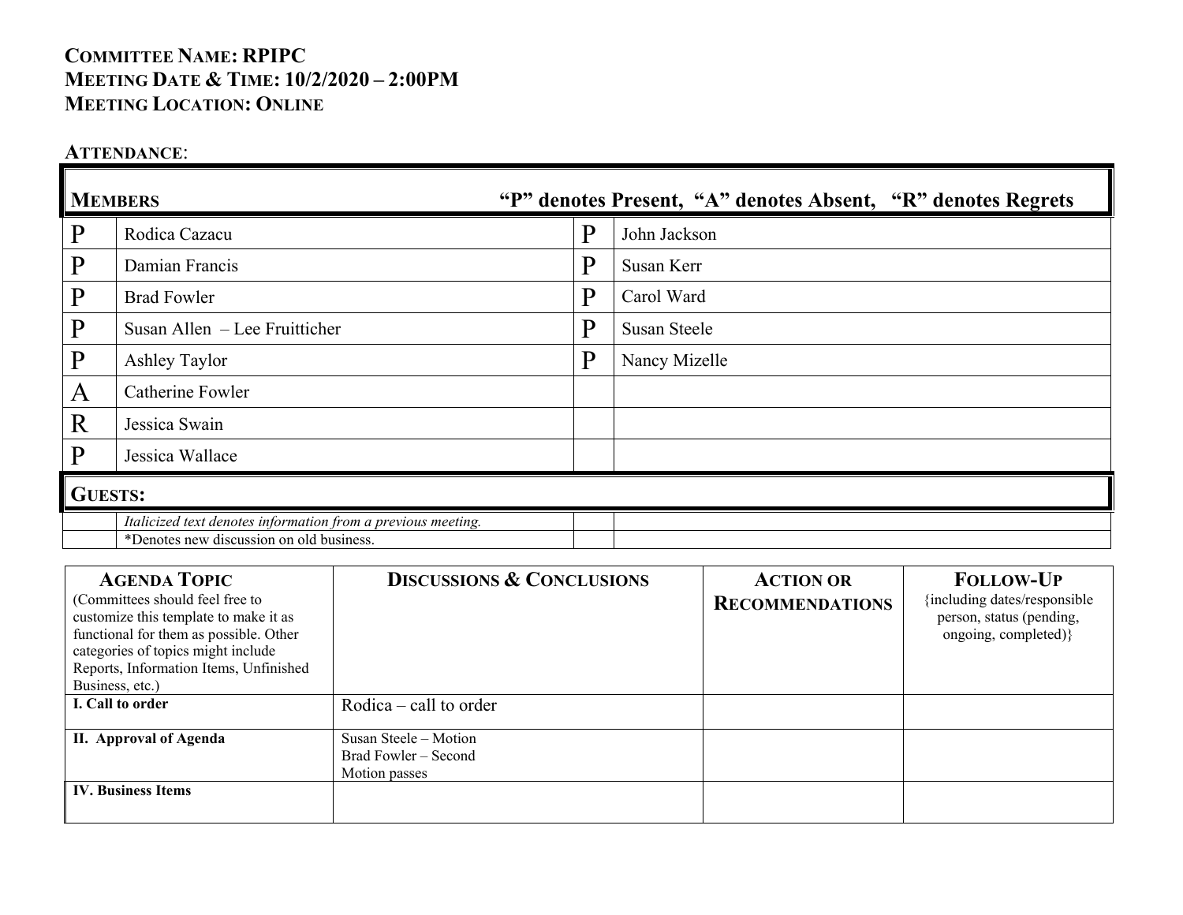**COMMITTEE NAME: RPIPC**
**MEETING DATE & TIME: 10/2/2020 – 2:00PM**
**MEETING LOCATION: ONLINE**

**ATTENDANCE**:

| **MEMBERS** | | “P” denotes Present, “A” denotes Absent, “R” denotes Regrets | |
|---|---|---|---|
| P | Rodica Cazacu | P | John Jackson |
| P | Damian Francis | P | Susan Kerr |
| P | Brad Fowler | P | Carol Ward |
| P | Susan Allen – Lee Fruitticher | P | Susan Steele |
| P | Ashley Taylor | P | Nancy Mizelle |
| A | Catherine Fowler | | |
| R | Jessica Swain | | |
| P | Jessica Wallace | | |
| **GUESTS:** | | | |
| | *Italicized text denotes information from a previous meeting.* | | |
| | *Denotes new discussion on old business. | | |

| **AGENDA TOPIC** (Committees should feel free to customize this template to make it as functional for them as possible. Other categories of topics might include Reports, Information Items, Unfinished Business, etc.) | **DISCUSSIONS & CONCLUSIONS** | **ACTION OR RECOMMENDATIONS** | **FOLLOW-UP** {including dates/responsible person, status (pending, ongoing, completed)} |
|---|---|---|---|
| **I. Call to order** | Rodica – call to order | | |
| **II. Approval of Agenda** | Susan Steele – Motion<br>Brad Fowler – Second<br>Motion passes | | |
| **IV. Business Items** | | | |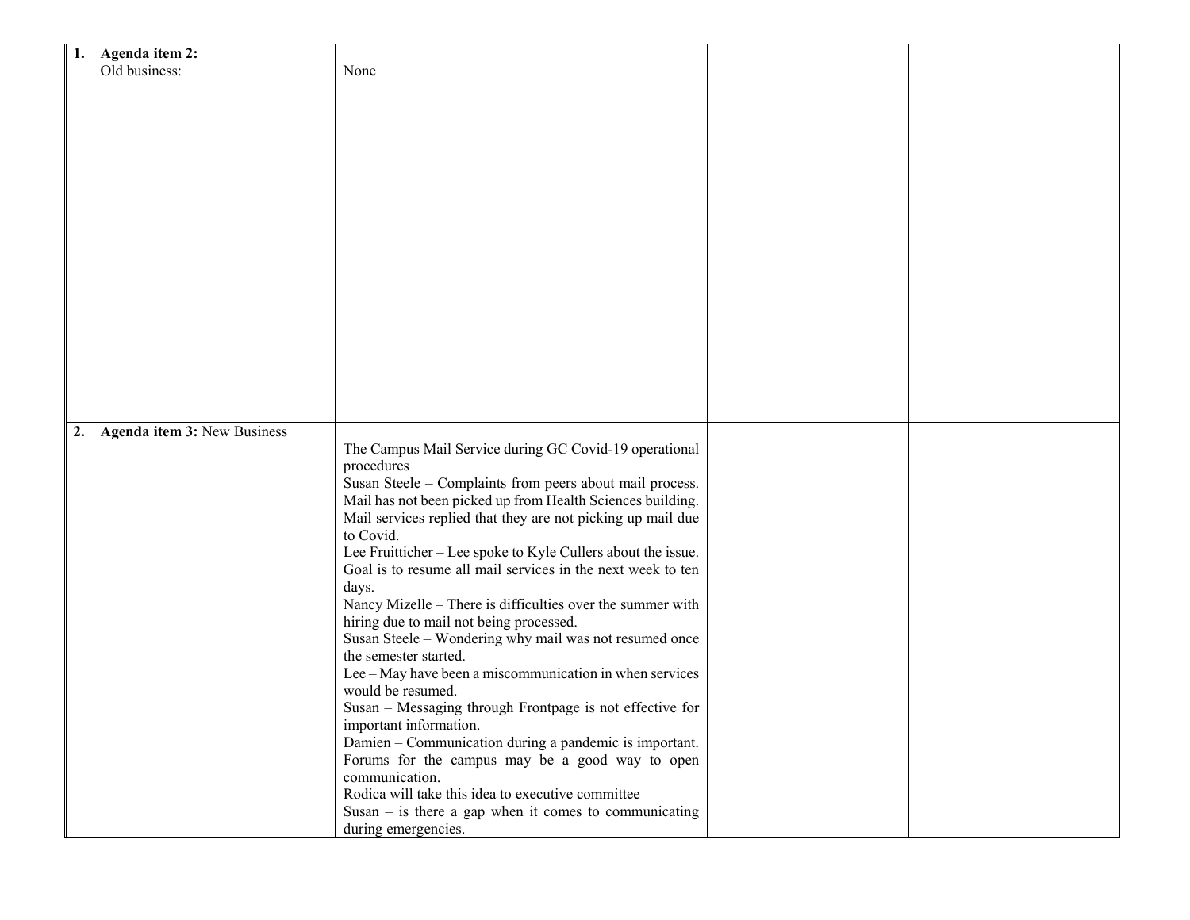| | | | |
|---|---|---|---|
| 1. **Agenda item 2:** Old business: | None | | |
| 2. **Agenda item 3:** New Business | The Campus Mail Service during GC Covid-19 operational procedures<br>Susan Steele – Complaints from peers about mail process. Mail has not been picked up from Health Sciences building. Mail services replied that they are not picking up mail due to Covid.<br>Lee Fruitticher – Lee spoke to Kyle Cullers about the issue. Goal is to resume all mail services in the next week to ten days.<br>Nancy Mizelle – There is difficulties over the summer with hiring due to mail not being processed.<br>Susan Steele – Wondering why mail was not resumed once the semester started.<br>Lee – May have been a miscommunication in when services would be resumed.<br>Susan – Messaging through Frontpage is not effective for important information.<br>Damien – Communication during a pandemic is important. Forums for the campus may be a good way to open communication.<br>Rodica will take this idea to executive committee<br>Susan – is there a gap when it comes to communicating during emergencies. | | |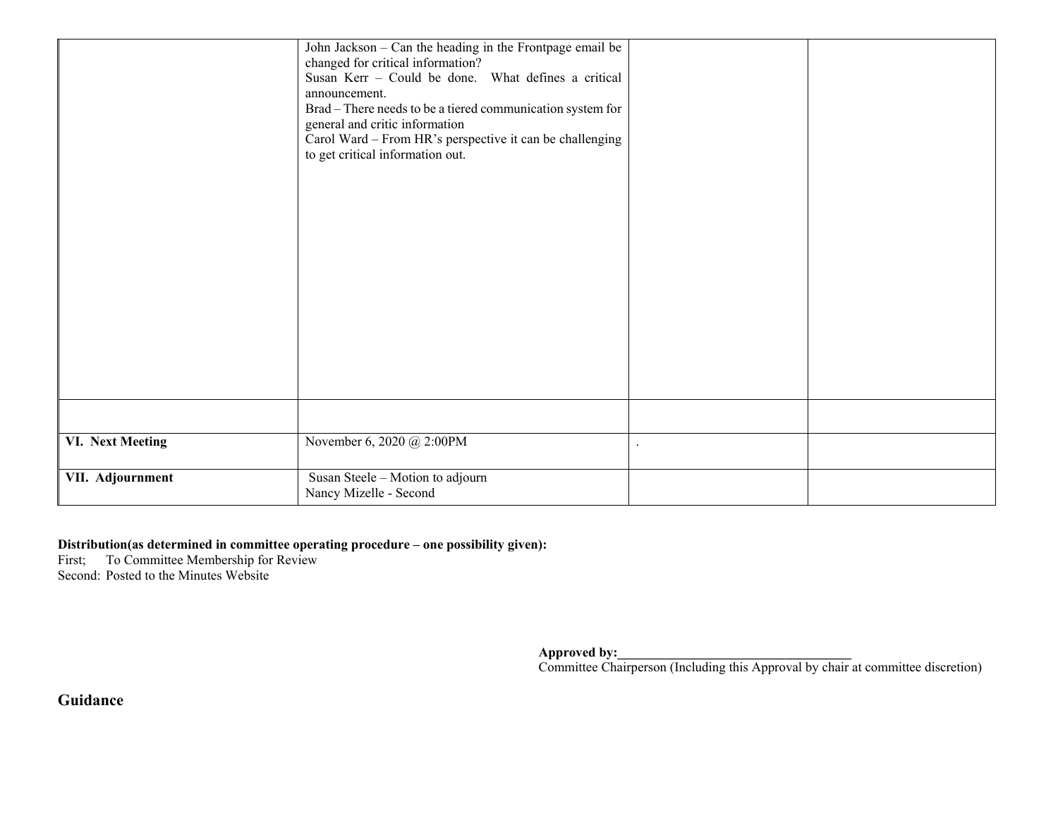|  |  |  |  |
|---|---|---|---|
|  | John Jackson – Can the heading in the Frontpage email be changed for critical information?<br>Susan Kerr – Could be done. What defines a critical announcement.<br>Brad – There needs to be a tiered communication system for general and critic information<br>Carol Ward – From HR's perspective it can be challenging to get critical information out. |  |  |
|  |  |  |  |
| **VI. Next Meeting** | November 6, 2020 @ 2:00PM | . |  |
| **VII. Adjournment** | Susan Steele – Motion to adjourn<br>Nancy Mizelle - Second |  |  |

**Distribution(as determined in committee operating procedure – one possibility given):**
First; To Committee Membership for Review
Second: Posted to the Minutes Website

**Approved by:___________________________________**
Committee Chairperson (Including this Approval by chair at committee discretion)

## Guidance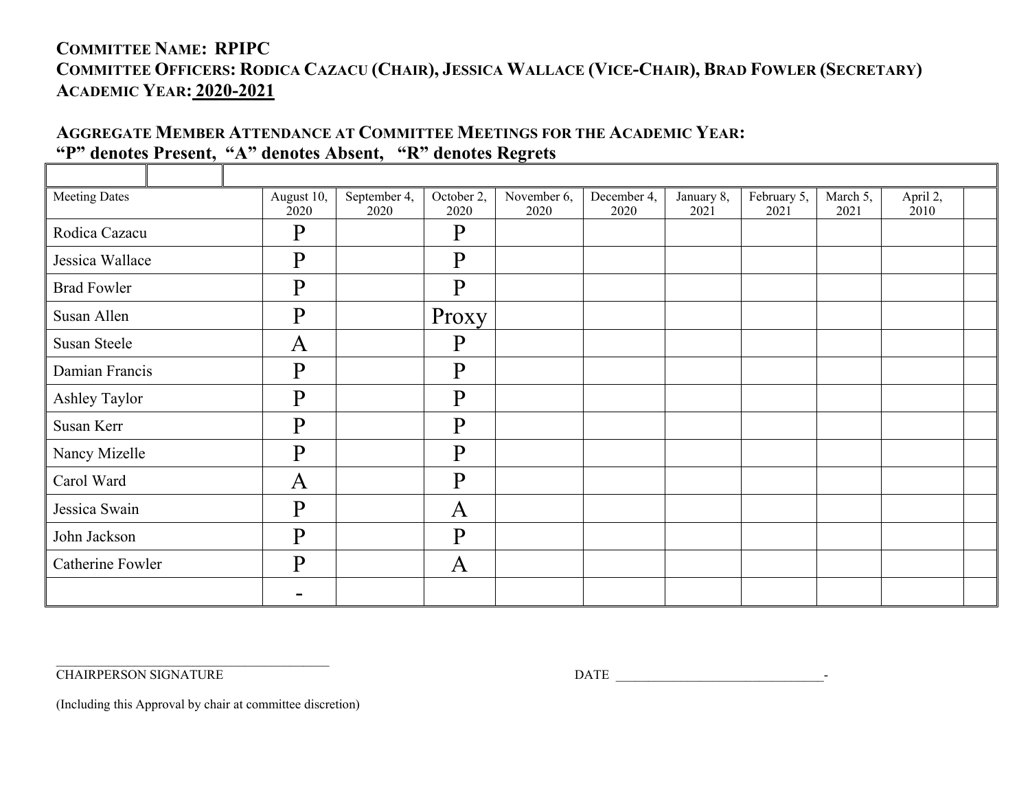**Committee Name: RPIPC**

**Committee Officers: Rodica Cazacu (Chair), Jessica Wallace (Vice-Chair), Brad Fowler (Secretary)**

**Academic Year: 2020-2021**

**Aggregate Member Attendance at Committee Meetings for the Academic Year:**

**"P" denotes Present, "A" denotes Absent, "R" denotes Regrets**

| Meeting Dates | August 10, 2020 | September 4, 2020 | October 2, 2020 | November 6, 2020 | December 4, 2020 | January 8, 2021 | February 5, 2021 | March 5, 2021 | April 2, 2010 | |
|---|---|---|---|---|---|---|---|---|---|---|
| Rodica Cazacu | P | | P | | | | | | | |
| Jessica Wallace | P | | P | | | | | | | |
| Brad Fowler | P | | P | | | | | | | |
| Susan Allen | P | | Proxy | | | | | | | |
| Susan Steele | A | | P | | | | | | | |
| Damian Francis | P | | P | | | | | | | |
| Ashley Taylor | P | | P | | | | | | | |
| Susan Kerr | P | | P | | | | | | | |
| Nancy Mizelle | P | | P | | | | | | | |
| Carol Ward | A | | P | | | | | | | |
| Jessica Swain | P | | A | | | | | | | |
| John Jackson | P | | P | | | | | | | |
| Catherine Fowler | P | | A | | | | | | | |
| | - | | | | | | | | | |

CHAIRPERSON SIGNATURE ________________________ DATE ________________________-

(Including this Approval by chair at committee discretion)